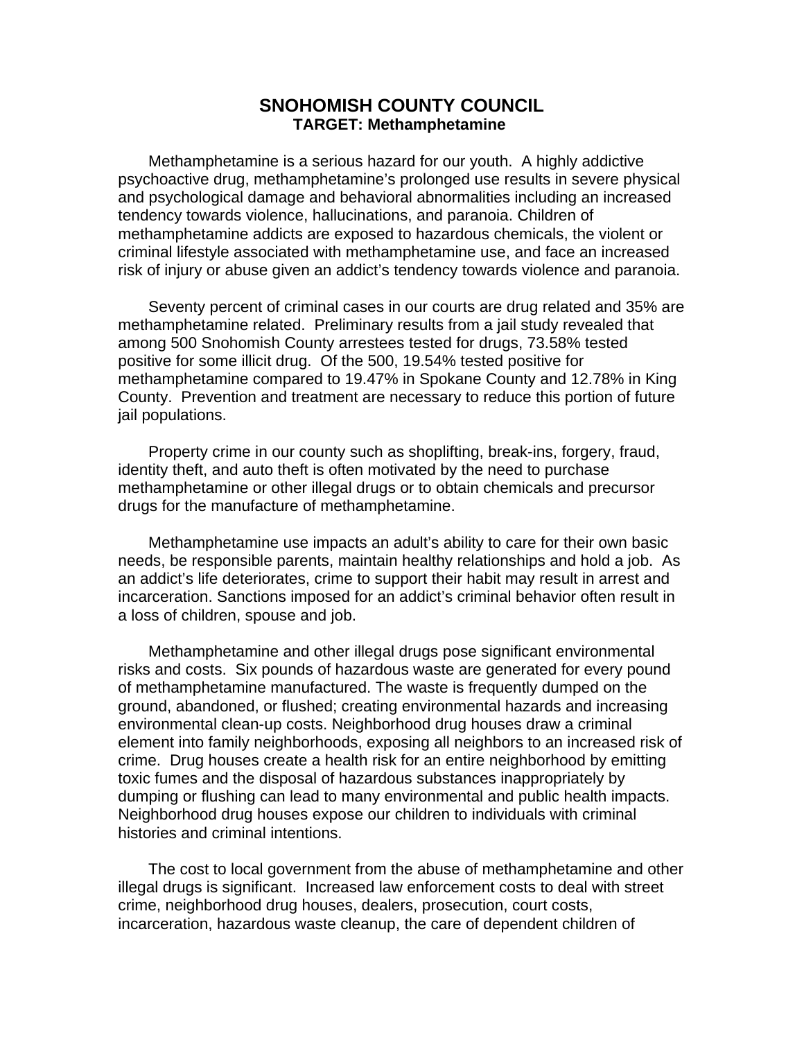# SNOHOMISH COUNTY COUNCIL

## TARGET: Methamphetamine

Methamphetamine is a serious hazard for our youth. A highly addictive psychoactive drug, methamphetamine's prolonged use results in severe physical and psychological damage and behavioral abnormalities including an increased tendency towards violence, hallucinations, and paranoia. Children of methamphetamine addicts are exposed to hazardous chemicals, the violent or criminal lifestyle associated with methamphetamine use, and face an increased risk of injury or abuse given an addict's tendency towards violence and paranoia.

Seventy percent of criminal cases in our courts are drug related and 35% are methamphetamine related. Preliminary results from a jail study revealed that among 500 Snohomish County arrestees tested for drugs, 73.58% tested positive for some illicit drug. Of the 500, 19.54% tested positive for methamphetamine compared to 19.47% in Spokane County and 12.78% in King County. Prevention and treatment are necessary to reduce this portion of future jail populations.

Property crime in our county such as shoplifting, break-ins, forgery, fraud, identity theft, and auto theft is often motivated by the need to purchase methamphetamine or other illegal drugs or to obtain chemicals and precursor drugs for the manufacture of methamphetamine.

Methamphetamine use impacts an adult's ability to care for their own basic needs, be responsible parents, maintain healthy relationships and hold a job. As an addict's life deteriorates, crime to support their habit may result in arrest and incarceration. Sanctions imposed for an addict's criminal behavior often result in a loss of children, spouse and job.

Methamphetamine and other illegal drugs pose significant environmental risks and costs. Six pounds of hazardous waste are generated for every pound of methamphetamine manufactured. The waste is frequently dumped on the ground, abandoned, or flushed; creating environmental hazards and increasing environmental clean-up costs. Neighborhood drug houses draw a criminal element into family neighborhoods, exposing all neighbors to an increased risk of crime. Drug houses create a health risk for an entire neighborhood by emitting toxic fumes and the disposal of hazardous substances inappropriately by dumping or flushing can lead to many environmental and public health impacts. Neighborhood drug houses expose our children to individuals with criminal histories and criminal intentions.

The cost to local government from the abuse of methamphetamine and other illegal drugs is significant. Increased law enforcement costs to deal with street crime, neighborhood drug houses, dealers, prosecution, court costs, incarceration, hazardous waste cleanup, the care of dependent children of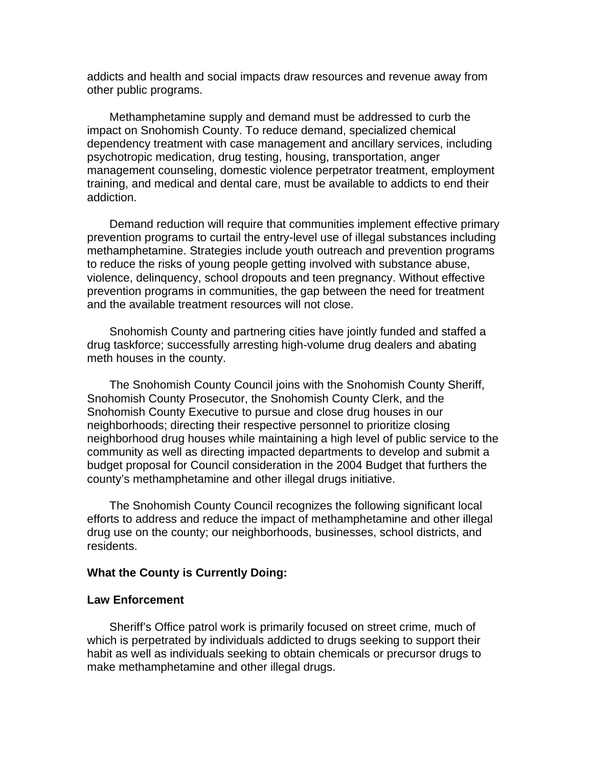addicts and health and social impacts draw resources and revenue away from other public programs.

Methamphetamine supply and demand must be addressed to curb the impact on Snohomish County. To reduce demand, specialized chemical dependency treatment with case management and ancillary services, including psychotropic medication, drug testing, housing, transportation, anger management counseling, domestic violence perpetrator treatment, employment training, and medical and dental care, must be available to addicts to end their addiction.

Demand reduction will require that communities implement effective primary prevention programs to curtail the entry-level use of illegal substances including methamphetamine. Strategies include youth outreach and prevention programs to reduce the risks of young people getting involved with substance abuse, violence, delinquency, school dropouts and teen pregnancy. Without effective prevention programs in communities, the gap between the need for treatment and the available treatment resources will not close.

Snohomish County and partnering cities have jointly funded and staffed a drug taskforce; successfully arresting high-volume drug dealers and abating meth houses in the county.

The Snohomish County Council joins with the Snohomish County Sheriff, Snohomish County Prosecutor, the Snohomish County Clerk, and the Snohomish County Executive to pursue and close drug houses in our neighborhoods; directing their respective personnel to prioritize closing neighborhood drug houses while maintaining a high level of public service to the community as well as directing impacted departments to develop and submit a budget proposal for Council consideration in the 2004 Budget that furthers the county's methamphetamine and other illegal drugs initiative.

The Snohomish County Council recognizes the following significant local efforts to address and reduce the impact of methamphetamine and other illegal drug use on the county; our neighborhoods, businesses, school districts, and residents.

**What the County is Currently Doing:**

**Law Enforcement**

Sheriff's Office patrol work is primarily focused on street crime, much of which is perpetrated by individuals addicted to drugs seeking to support their habit as well as individuals seeking to obtain chemicals or precursor drugs to make methamphetamine and other illegal drugs.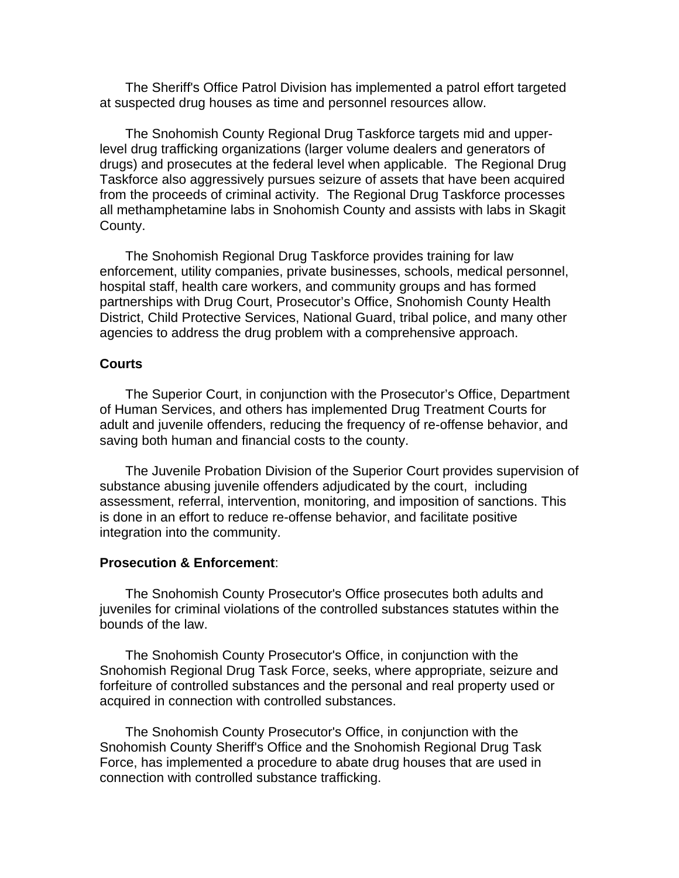The Sheriff's Office Patrol Division has implemented a patrol effort targeted at suspected drug houses as time and personnel resources allow.

The Snohomish County Regional Drug Taskforce targets mid and upper-level drug trafficking organizations (larger volume dealers and generators of drugs) and prosecutes at the federal level when applicable. The Regional Drug Taskforce also aggressively pursues seizure of assets that have been acquired from the proceeds of criminal activity. The Regional Drug Taskforce processes all methamphetamine labs in Snohomish County and assists with labs in Skagit County.

The Snohomish Regional Drug Taskforce provides training for law enforcement, utility companies, private businesses, schools, medical personnel, hospital staff, health care workers, and community groups and has formed partnerships with Drug Court, Prosecutor's Office, Snohomish County Health District, Child Protective Services, National Guard, tribal police, and many other agencies to address the drug problem with a comprehensive approach.

**Courts**

The Superior Court, in conjunction with the Prosecutor's Office, Department of Human Services, and others has implemented Drug Treatment Courts for adult and juvenile offenders, reducing the frequency of re-offense behavior, and saving both human and financial costs to the county.

The Juvenile Probation Division of the Superior Court provides supervision of substance abusing juvenile offenders adjudicated by the court, including assessment, referral, intervention, monitoring, and imposition of sanctions. This is done in an effort to reduce re-offense behavior, and facilitate positive integration into the community.

**Prosecution & Enforcement**:

The Snohomish County Prosecutor's Office prosecutes both adults and juveniles for criminal violations of the controlled substances statutes within the bounds of the law.

The Snohomish County Prosecutor's Office, in conjunction with the Snohomish Regional Drug Task Force, seeks, where appropriate, seizure and forfeiture of controlled substances and the personal and real property used or acquired in connection with controlled substances.

The Snohomish County Prosecutor's Office, in conjunction with the Snohomish County Sheriff's Office and the Snohomish Regional Drug Task Force, has implemented a procedure to abate drug houses that are used in connection with controlled substance trafficking.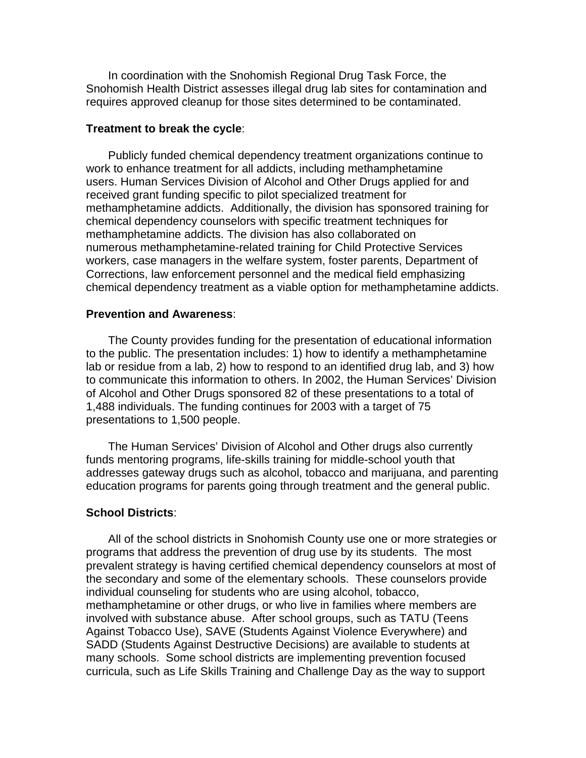In coordination with the Snohomish Regional Drug Task Force, the Snohomish Health District assesses illegal drug lab sites for contamination and requires approved cleanup for those sites determined to be contaminated.

**Treatment to break the cycle**:

Publicly funded chemical dependency treatment organizations continue to work to enhance treatment for all addicts, including methamphetamine users. Human Services Division of Alcohol and Other Drugs applied for and received grant funding specific to pilot specialized treatment for methamphetamine addicts. Additionally, the division has sponsored training for chemical dependency counselors with specific treatment techniques for methamphetamine addicts. The division has also collaborated on numerous methamphetamine-related training for Child Protective Services workers, case managers in the welfare system, foster parents, Department of Corrections, law enforcement personnel and the medical field emphasizing chemical dependency treatment as a viable option for methamphetamine addicts.

**Prevention and Awareness**:

The County provides funding for the presentation of educational information to the public. The presentation includes: 1) how to identify a methamphetamine lab or residue from a lab, 2) how to respond to an identified drug lab, and 3) how to communicate this information to others. In 2002, the Human Services' Division of Alcohol and Other Drugs sponsored 82 of these presentations to a total of 1,488 individuals. The funding continues for 2003 with a target of 75 presentations to 1,500 people.

The Human Services' Division of Alcohol and Other drugs also currently funds mentoring programs, life-skills training for middle-school youth that addresses gateway drugs such as alcohol, tobacco and marijuana, and parenting education programs for parents going through treatment and the general public.

**School Districts**:

All of the school districts in Snohomish County use one or more strategies or programs that address the prevention of drug use by its students. The most prevalent strategy is having certified chemical dependency counselors at most of the secondary and some of the elementary schools. These counselors provide individual counseling for students who are using alcohol, tobacco, methamphetamine or other drugs, or who live in families where members are involved with substance abuse. After school groups, such as TATU (Teens Against Tobacco Use), SAVE (Students Against Violence Everywhere) and SADD (Students Against Destructive Decisions) are available to students at many schools. Some school districts are implementing prevention focused curricula, such as Life Skills Training and Challenge Day as the way to support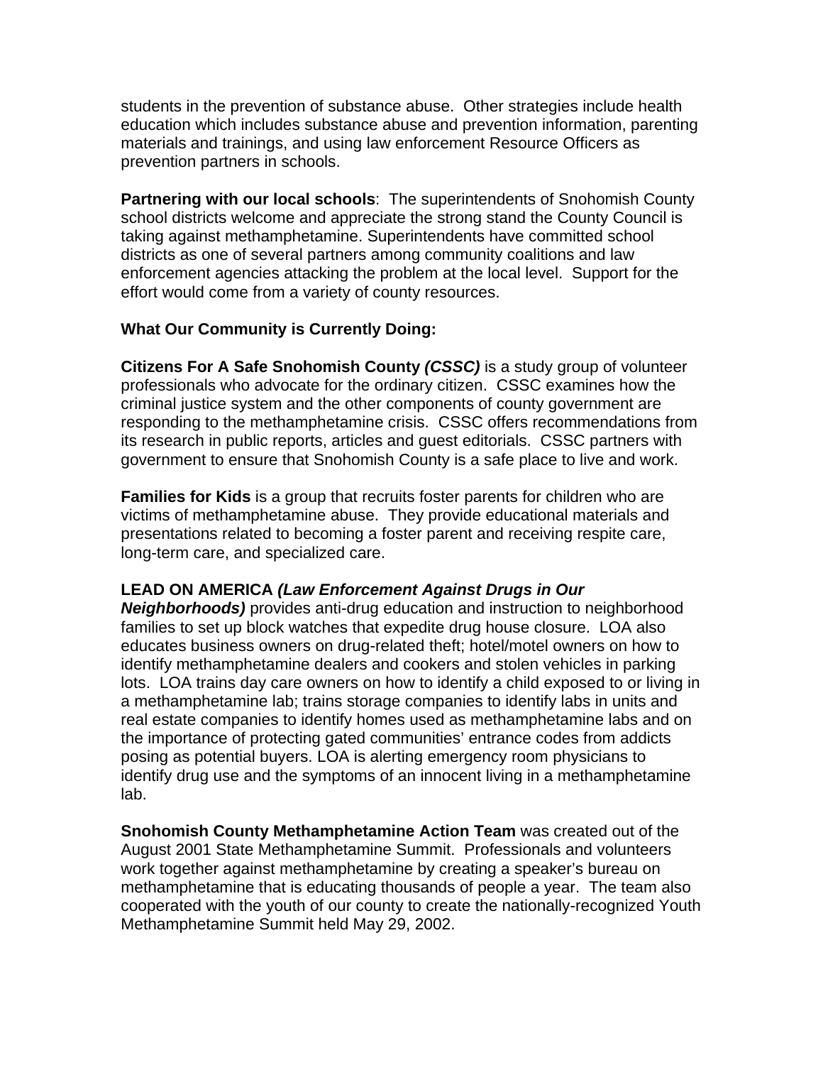students in the prevention of substance abuse. Other strategies include health education which includes substance abuse and prevention information, parenting materials and trainings, and using law enforcement Resource Officers as prevention partners in schools.

**Partnering with our local schools**: The superintendents of Snohomish County school districts welcome and appreciate the strong stand the County Council is taking against methamphetamine. Superintendents have committed school districts as one of several partners among community coalitions and law enforcement agencies attacking the problem at the local level. Support for the effort would come from a variety of county resources.

**What Our Community is Currently Doing:**

**Citizens For A Safe Snohomish County *(CSSC)*** is a study group of volunteer professionals who advocate for the ordinary citizen. CSSC examines how the criminal justice system and the other components of county government are responding to the methamphetamine crisis. CSSC offers recommendations from its research in public reports, articles and guest editorials. CSSC partners with government to ensure that Snohomish County is a safe place to live and work.

**Families for Kids** is a group that recruits foster parents for children who are victims of methamphetamine abuse. They provide educational materials and presentations related to becoming a foster parent and receiving respite care, long-term care, and specialized care.

**LEAD ON AMERICA *(Law Enforcement Against Drugs in Our Neighborhoods)*** provides anti-drug education and instruction to neighborhood families to set up block watches that expedite drug house closure. LOA also educates business owners on drug-related theft; hotel/motel owners on how to identify methamphetamine dealers and cookers and stolen vehicles in parking lots. LOA trains day care owners on how to identify a child exposed to or living in a methamphetamine lab; trains storage companies to identify labs in units and real estate companies to identify homes used as methamphetamine labs and on the importance of protecting gated communities' entrance codes from addicts posing as potential buyers. LOA is alerting emergency room physicians to identify drug use and the symptoms of an innocent living in a methamphetamine lab.

**Snohomish County Methamphetamine Action Team** was created out of the August 2001 State Methamphetamine Summit. Professionals and volunteers work together against methamphetamine by creating a speaker's bureau on methamphetamine that is educating thousands of people a year. The team also cooperated with the youth of our county to create the nationally-recognized Youth Methamphetamine Summit held May 29, 2002.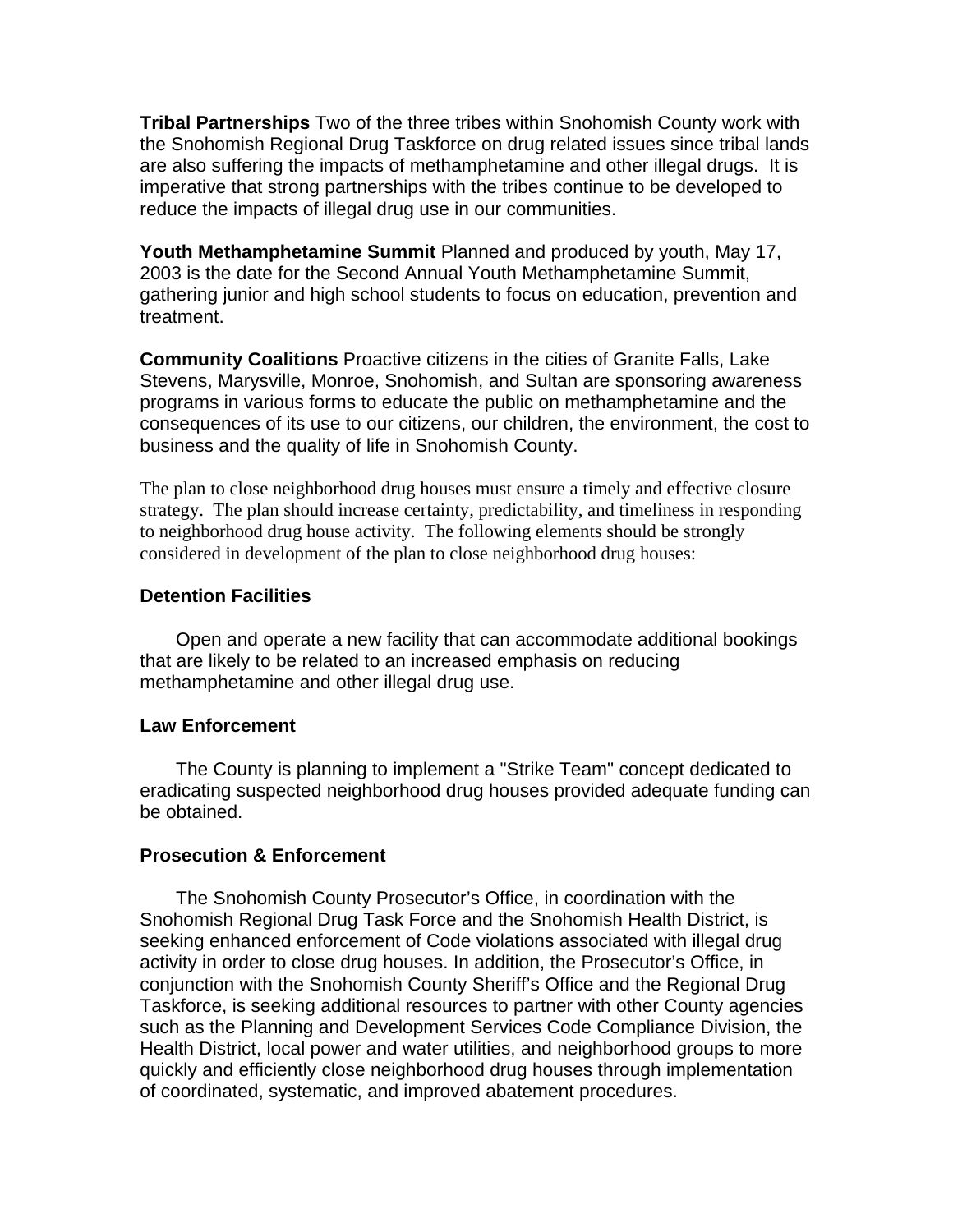**Tribal Partnerships** Two of the three tribes within Snohomish County work with the Snohomish Regional Drug Taskforce on drug related issues since tribal lands are also suffering the impacts of methamphetamine and other illegal drugs. It is imperative that strong partnerships with the tribes continue to be developed to reduce the impacts of illegal drug use in our communities.

**Youth Methamphetamine Summit** Planned and produced by youth, May 17, 2003 is the date for the Second Annual Youth Methamphetamine Summit, gathering junior and high school students to focus on education, prevention and treatment.

**Community Coalitions** Proactive citizens in the cities of Granite Falls, Lake Stevens, Marysville, Monroe, Snohomish, and Sultan are sponsoring awareness programs in various forms to educate the public on methamphetamine and the consequences of its use to our citizens, our children, the environment, the cost to business and the quality of life in Snohomish County.

The plan to close neighborhood drug houses must ensure a timely and effective closure strategy. The plan should increase certainty, predictability, and timeliness in responding to neighborhood drug house activity. The following elements should be strongly considered in development of the plan to close neighborhood drug houses:

**Detention Facilities**

Open and operate a new facility that can accommodate additional bookings that are likely to be related to an increased emphasis on reducing methamphetamine and other illegal drug use.

**Law Enforcement**

The County is planning to implement a "Strike Team" concept dedicated to eradicating suspected neighborhood drug houses provided adequate funding can be obtained.

**Prosecution & Enforcement**

The Snohomish County Prosecutor's Office, in coordination with the Snohomish Regional Drug Task Force and the Snohomish Health District, is seeking enhanced enforcement of Code violations associated with illegal drug activity in order to close drug houses. In addition, the Prosecutor's Office, in conjunction with the Snohomish County Sheriff's Office and the Regional Drug Taskforce, is seeking additional resources to partner with other County agencies such as the Planning and Development Services Code Compliance Division, the Health District, local power and water utilities, and neighborhood groups to more quickly and efficiently close neighborhood drug houses through implementation of coordinated, systematic, and improved abatement procedures.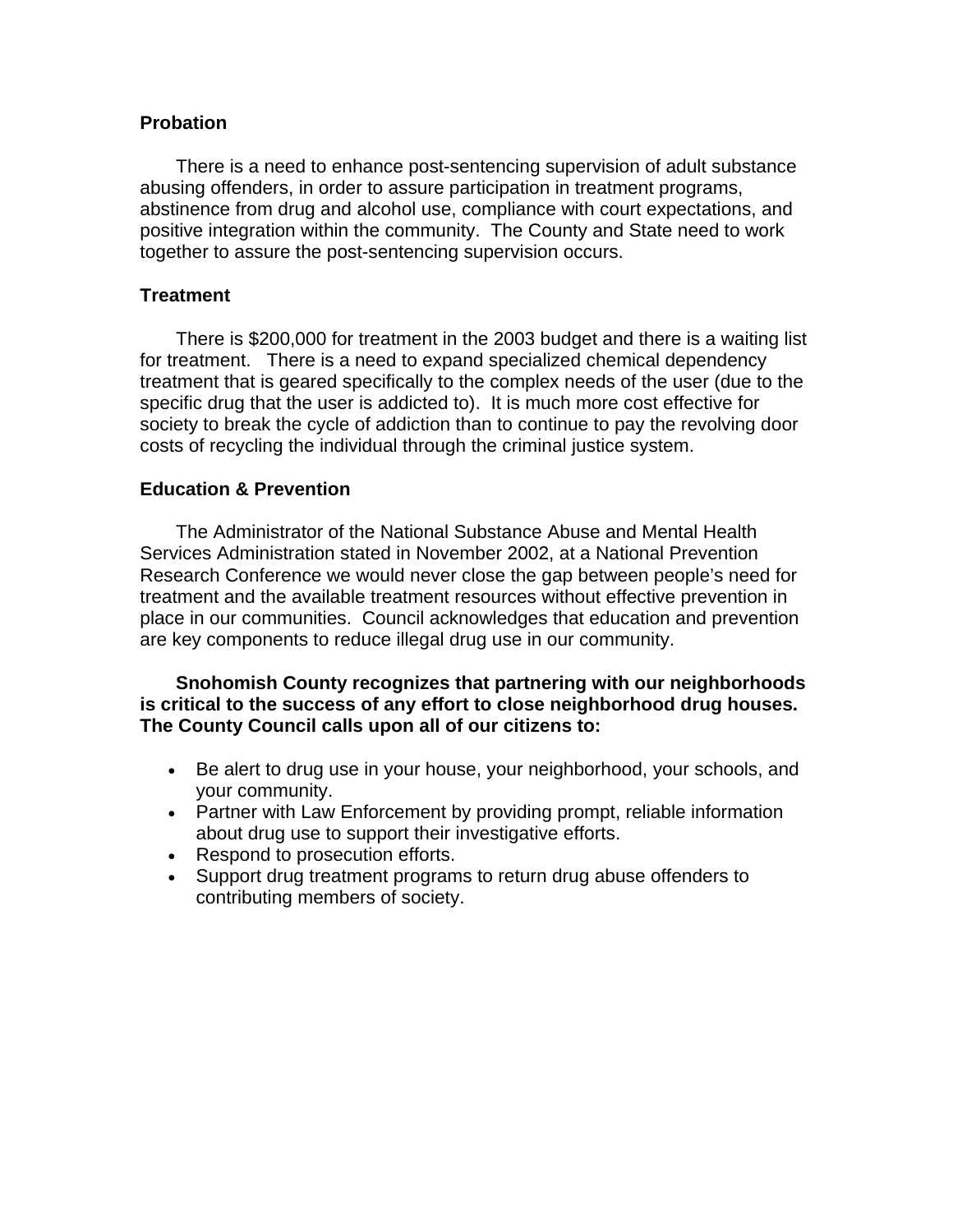**Probation**

There is a need to enhance post-sentencing supervision of adult substance abusing offenders, in order to assure participation in treatment programs, abstinence from drug and alcohol use, compliance with court expectations, and positive integration within the community. The County and State need to work together to assure the post-sentencing supervision occurs.

**Treatment**

There is $200,000 for treatment in the 2003 budget and there is a waiting list for treatment. There is a need to expand specialized chemical dependency treatment that is geared specifically to the complex needs of the user (due to the specific drug that the user is addicted to). It is much more cost effective for society to break the cycle of addiction than to continue to pay the revolving door costs of recycling the individual through the criminal justice system.

**Education & Prevention**

The Administrator of the National Substance Abuse and Mental Health Services Administration stated in November 2002, at a National Prevention Research Conference we would never close the gap between people's need for treatment and the available treatment resources without effective prevention in place in our communities. Council acknowledges that education and prevention are key components to reduce illegal drug use in our community.

**Snohomish County recognizes that partnering with our neighborhoods is critical to the success of any effort to close neighborhood drug houses. The County Council calls upon all of our citizens to:**

- Be alert to drug use in your house, your neighborhood, your schools, and your community.
- Partner with Law Enforcement by providing prompt, reliable information about drug use to support their investigative efforts.
- Respond to prosecution efforts.
- Support drug treatment programs to return drug abuse offenders to contributing members of society.